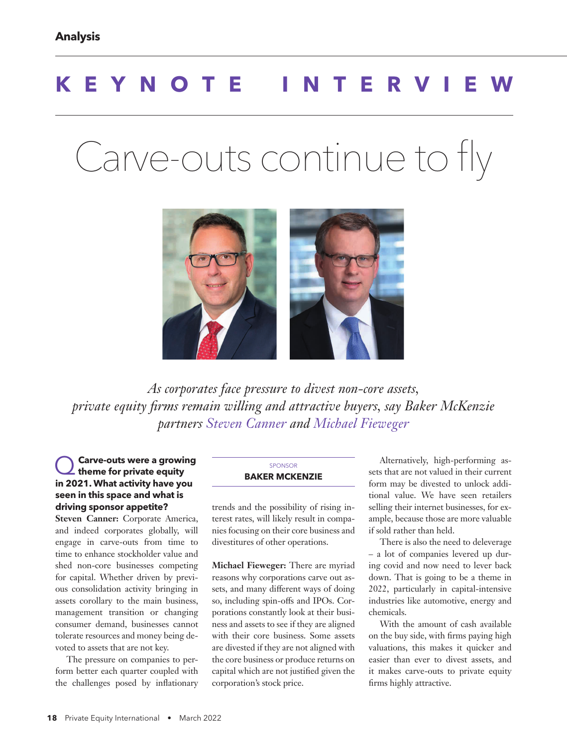Analysis

# KEYNOTE INTERVIEW

# Carve-outs continue to fly

*As corporates face pressure to divest non-core assets, private equity firms remain willing and attractive buyers, say Baker McKenzie partners Steven Canner and Michael Fieweger*

SPONSOR
**BAKER MCKENZIE**

**Q Carve-outs were a growing theme for private equity in 2021. What activity have you seen in this space and what is driving sponsor appetite?**

**Steven Canner:** Corporate America, and indeed corporates globally, will engage in carve-outs from time to time to enhance stockholder value and shed non-core businesses competing for capital. Whether driven by previous consolidation activity bringing in assets corollary to the main business, management transition or changing consumer demand, businesses cannot tolerate resources and money being devoted to assets that are not key.

The pressure on companies to perform better each quarter coupled with the challenges posed by inflationary trends and the possibility of rising interest rates, will likely result in companies focusing on their core business and divestitures of other operations.

**Michael Fieweger:** There are myriad reasons why corporations carve out assets, and many different ways of doing so, including spin-offs and IPOs. Corporations constantly look at their business and assets to see if they are aligned with their core business. Some assets are divested if they are not aligned with the core business or produce returns on capital which are not justified given the corporation's stock price.

Alternatively, high-performing assets that are not valued in their current form may be divested to unlock additional value. We have seen retailers selling their internet businesses, for example, because those are more valuable if sold rather than held.

There is also the need to deleverage – a lot of companies levered up during covid and now need to lever back down. That is going to be a theme in 2022, particularly in capital-intensive industries like automotive, energy and chemicals.

With the amount of cash available on the buy side, with firms paying high valuations, this makes it quicker and easier than ever to divest assets, and it makes carve-outs to private equity firms highly attractive.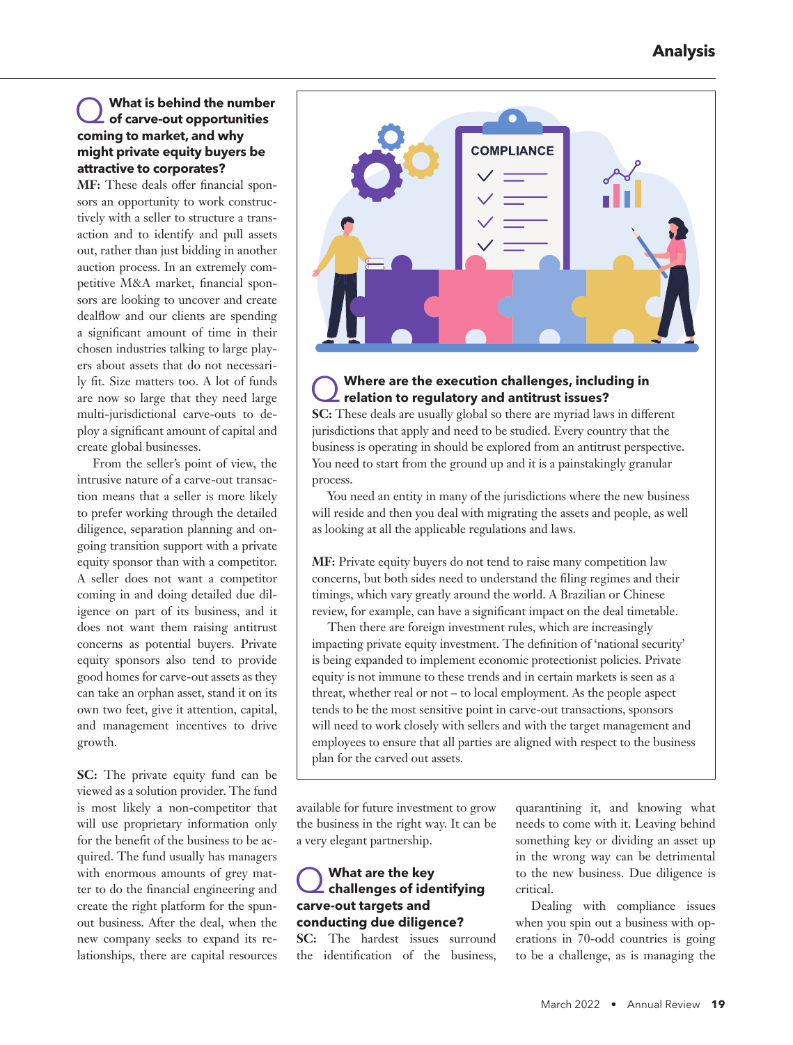### What is behind the number of carve-out opportunities coming to market, and why might private equity buyers be attractive to corporates?

**MF:** These deals offer financial sponsors an opportunity to work constructively with a seller to structure a transaction and to identify and pull assets out, rather than just bidding in another auction process. In an extremely competitive M&A market, financial sponsors are looking to uncover and create dealflow and our clients are spending a significant amount of time in their chosen industries talking to large players about assets that do not necessarily fit. Size matters too. A lot of funds are now so large that they need large multi-jurisdictional carve-outs to deploy a significant amount of capital and create global businesses.

From the seller's point of view, the intrusive nature of a carve-out transaction means that a seller is more likely to prefer working through the detailed diligence, separation planning and ongoing transition support with a private equity sponsor than with a competitor. A seller does not want a competitor coming in and doing detailed due diligence on part of its business, and it does not want them raising antitrust concerns as potential buyers. Private equity sponsors also tend to provide good homes for carve-out assets as they can take an orphan asset, stand it on its own two feet, give it attention, capital, and management incentives to drive growth.

**SC:** The private equity fund can be viewed as a solution provider. The fund is most likely a non-competitor that will use proprietary information only for the benefit of the business to be acquired. The fund usually has managers with enormous amounts of grey matter to do the financial engineering and create the right platform for the spun-out business. After the deal, when the new company seeks to expand its relationships, there are capital resources available for future investment to grow the business in the right way. It can be a very elegant partnership.

### Where are the execution challenges, including in relation to regulatory and antitrust issues?

**SC:** These deals are usually global so there are myriad laws in different jurisdictions that apply and need to be studied. Every country that the business is operating in should be explored from an antitrust perspective. You need to start from the ground up and it is a painstakingly granular process.

You need an entity in many of the jurisdictions where the new business will reside and then you deal with migrating the assets and people, as well as looking at all the applicable regulations and laws.

**MF:** Private equity buyers do not tend to raise many competition law concerns, but both sides need to understand the filing regimes and their timings, which vary greatly around the world. A Brazilian or Chinese review, for example, can have a significant impact on the deal timetable.

Then there are foreign investment rules, which are increasingly impacting private equity investment. The definition of 'national security' is being expanded to implement economic protectionist policies. Private equity is not immune to these trends and in certain markets is seen as a threat, whether real or not – to local employment. As the people aspect tends to be the most sensitive point in carve-out transactions, sponsors will need to work closely with sellers and with the target management and employees to ensure that all parties are aligned with respect to the business plan for the carved out assets.

### What are the key challenges of identifying carve-out targets and conducting due diligence?

**SC:** The hardest issues surround the identification of the business, quarantining it, and knowing what needs to come with it. Leaving behind something key or dividing an asset up in the wrong way can be detrimental to the new business. Due diligence is critical.

Dealing with compliance issues when you spin out a business with operations in 70-odd countries is going to be a challenge, as is managing the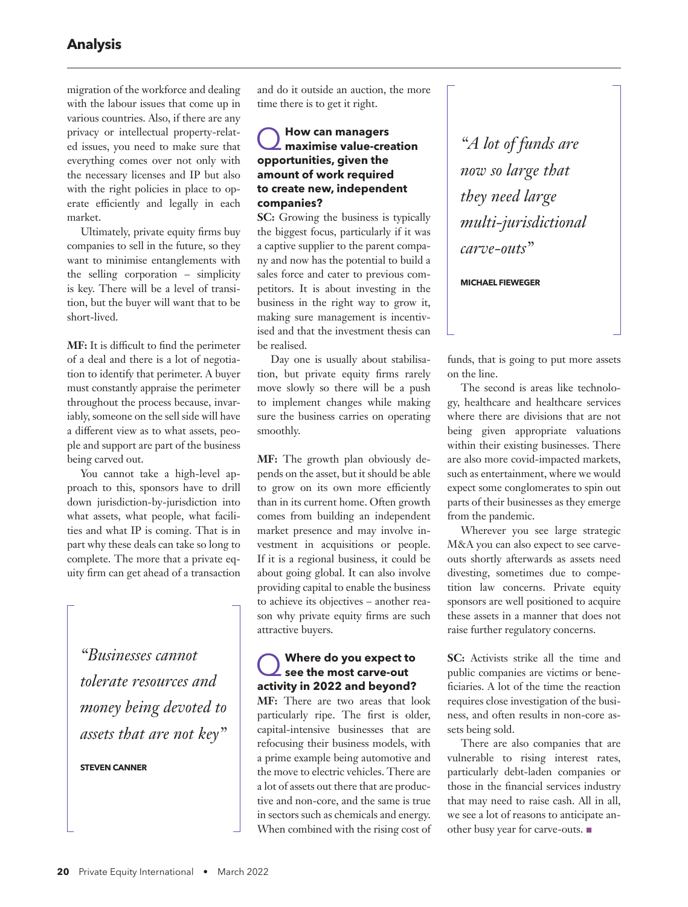migration of the workforce and dealing with the labour issues that come up in various countries. Also, if there are any privacy or intellectual property-related issues, you need to make sure that everything comes over not only with the necessary licenses and IP but also with the right policies in place to operate efficiently and legally in each market.

Ultimately, private equity firms buy companies to sell in the future, so they want to minimise entanglements with the selling corporation – simplicity is key. There will be a level of transition, but the buyer will want that to be short-lived.

**MF:** It is difficult to find the perimeter of a deal and there is a lot of negotiation to identify that perimeter. A buyer must constantly appraise the perimeter throughout the process because, invariably, someone on the sell side will have a different view as to what assets, people and support are part of the business being carved out.

You cannot take a high-level approach to this, sponsors have to drill down jurisdiction-by-jurisdiction into what assets, what people, what facilities and what IP is coming. That is in part why these deals can take so long to complete. The more that a private equity firm can get ahead of a transaction and do it outside an auction, the more time there is to get it right.

> *"Businesses cannot tolerate resources and money being devoted to assets that are not key"*
>
> **STEVEN CANNER**

### Q How can managers maximise value-creation opportunities, given the amount of work required to create new, independent companies?

**SC:** Growing the business is typically the biggest focus, particularly if it was a captive supplier to the parent company and now has the potential to build a sales force and cater to previous competitors. It is about investing in the business in the right way to grow it, making sure management is incentivised and that the investment thesis can be realised.

Day one is usually about stabilisation, but private equity firms rarely move slowly so there will be a push to implement changes while making sure the business carries on operating smoothly.

**MF:** The growth plan obviously depends on the asset, but it should be able to grow on its own more efficiently than in its current home. Often growth comes from building an independent market presence and may involve investment in acquisitions or people. If it is a regional business, it could be about going global. It can also involve providing capital to enable the business to achieve its objectives – another reason why private equity firms are such attractive buyers.

### Q Where do you expect to see the most carve-out activity in 2022 and beyond?

**MF:** There are two areas that look particularly ripe. The first is older, capital-intensive businesses that are refocusing their business models, with a prime example being automotive and the move to electric vehicles. There are a lot of assets out there that are productive and non-core, and the same is true in sectors such as chemicals and energy. When combined with the rising cost of funds, that is going to put more assets on the line.

> *"A lot of funds are now so large that they need large multi-jurisdictional carve-outs"*
>
> **MICHAEL FIEWEGER**

The second is areas like technology, healthcare and healthcare services where there are divisions that are not being given appropriate valuations within their existing businesses. There are also more covid-impacted markets, such as entertainment, where we would expect some conglomerates to spin out parts of their businesses as they emerge from the pandemic.

Wherever you see large strategic M&A you can also expect to see carve-outs shortly afterwards as assets need divesting, sometimes due to competition law concerns. Private equity sponsors are well positioned to acquire these assets in a manner that does not raise further regulatory concerns.

**SC:** Activists strike all the time and public companies are victims or beneficiaries. A lot of the time the reaction requires close investigation of the business, and often results in non-core assets being sold.

There are also companies that are vulnerable to rising interest rates, particularly debt-laden companies or those in the financial services industry that may need to raise cash. All in all, we see a lot of reasons to anticipate another busy year for carve-outs. ■